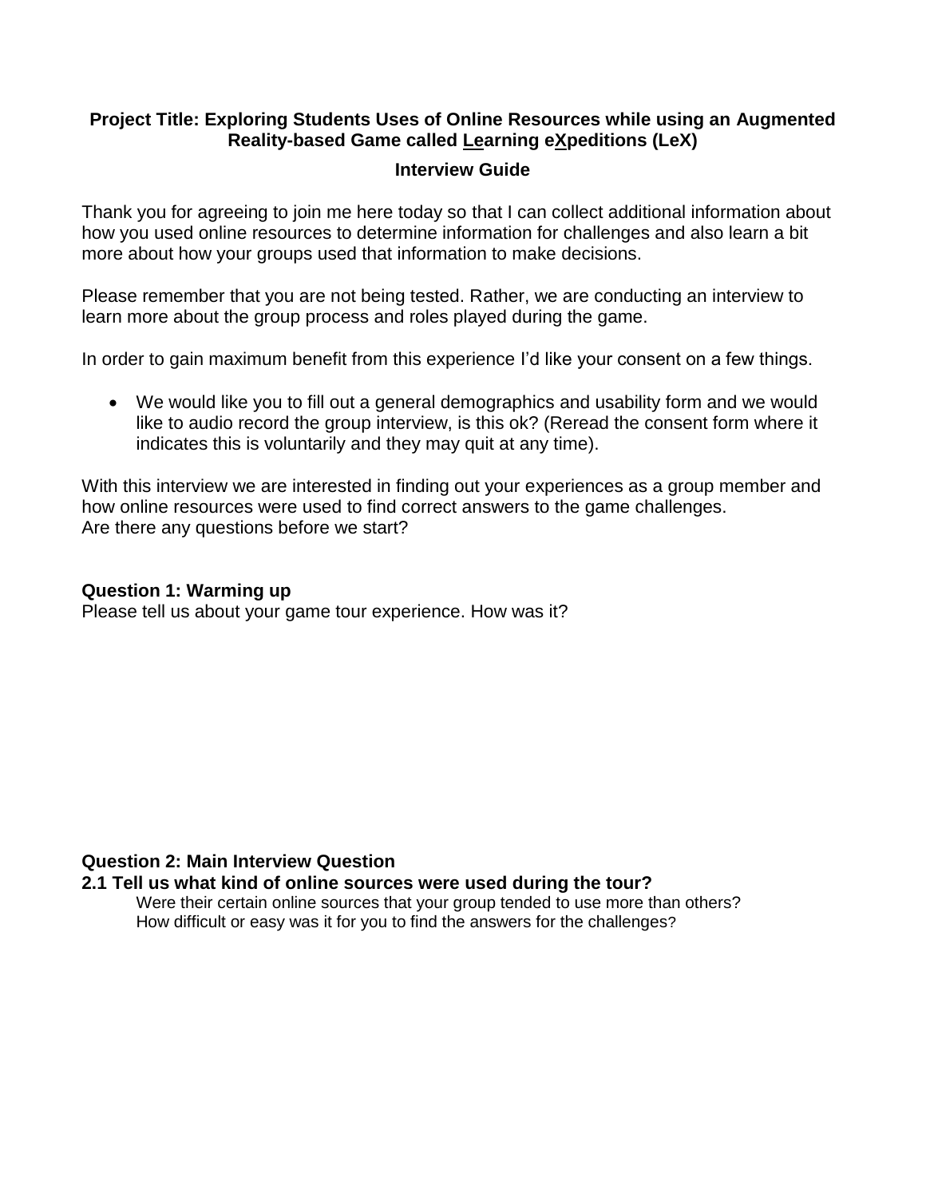**Project Title: Exploring Students Uses of Online Resources while using an Augmented Reality-based Game called Learning eXpeditions (LeX)**

**Interview Guide**

Thank you for agreeing to join me here today so that I can collect additional information about how you used online resources to determine information for challenges and also learn a bit more about how your groups used that information to make decisions.

Please remember that you are not being tested. Rather, we are conducting an interview to learn more about the group process and roles played during the game.

In order to gain maximum benefit from this experience I'd like your consent on a few things.

- We would like you to fill out a general demographics and usability form and we would like to audio record the group interview, is this ok? (Reread the consent form where it indicates this is voluntarily and they may quit at any time).

With this interview we are interested in finding out your experiences as a group member and how online resources were used to find correct answers to the game challenges.
Are there any questions before we start?

**Question 1: Warming up**
Please tell us about your game tour experience. How was it?

**Question 2: Main Interview Question**
**2.1 Tell us what kind of online sources were used during the tour?**
Were their certain online sources that your group tended to use more than others?
How difficult or easy was it for you to find the answers for the challenges?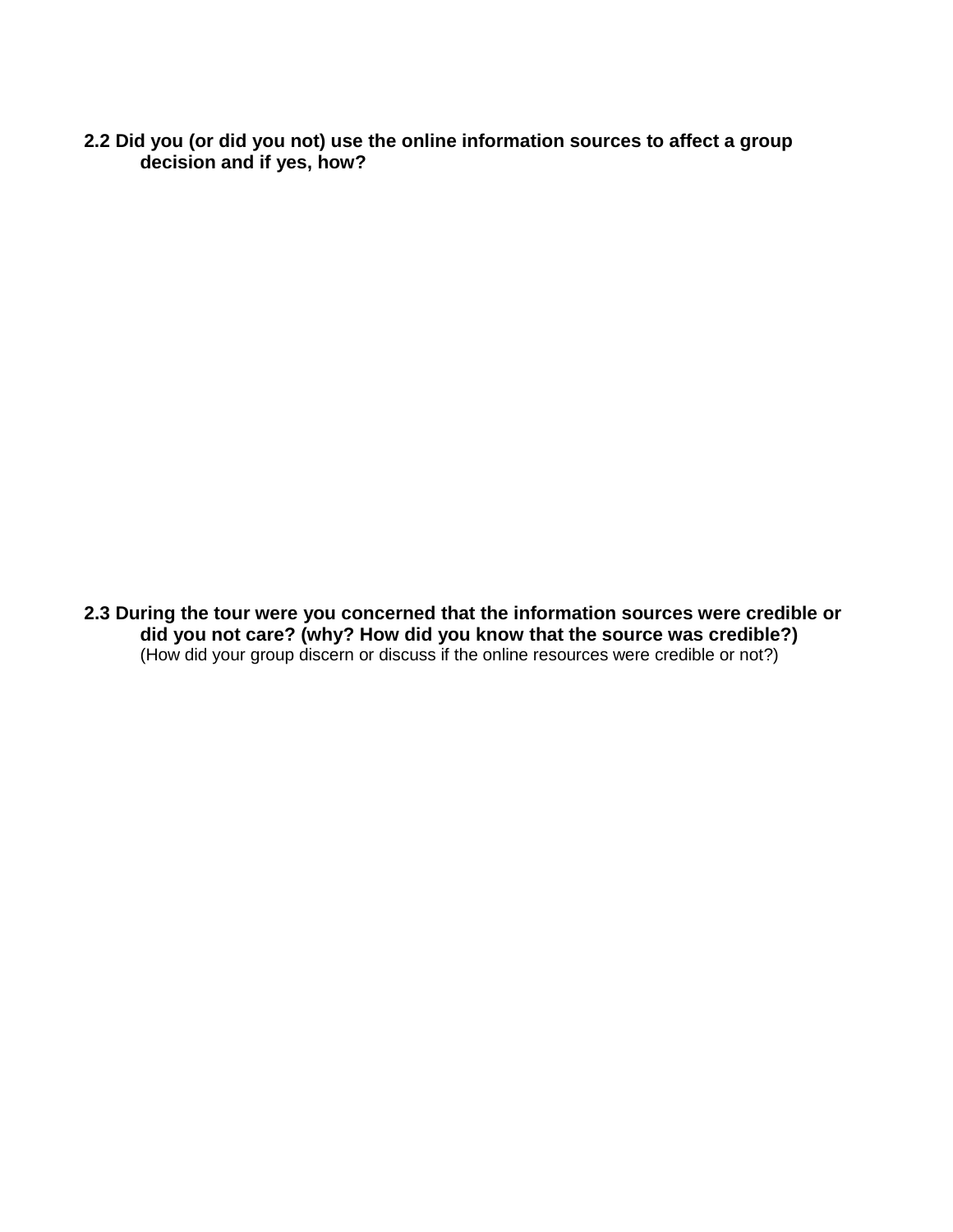**2.2 Did you (or did you not) use the online information sources to affect a group decision and if yes, how?**

**2.3 During the tour were you concerned that the information sources were credible or did you not care? (why? How did you know that the source was credible?)**
(How did your group discern or discuss if the online resources were credible or not?)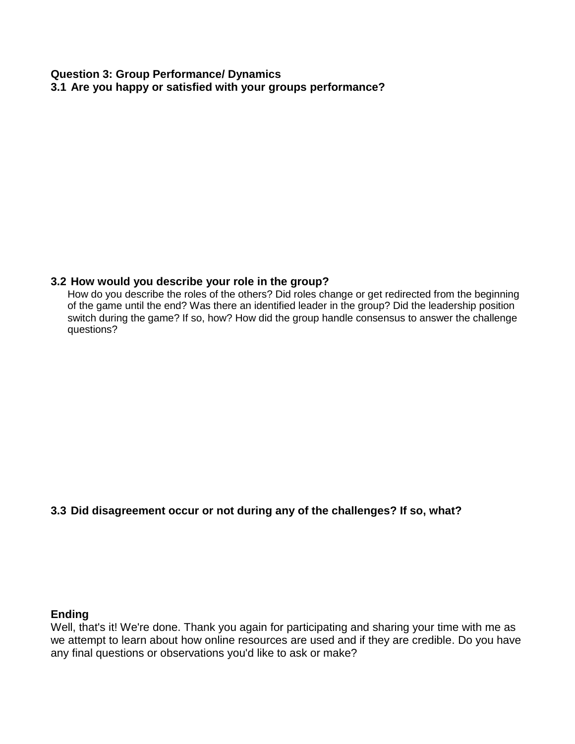**Question 3: Group Performance/ Dynamics**

**3.1 Are you happy or satisfied with your groups performance?**

**3.2 How would you describe your role in the group?**

How do you describe the roles of the others? Did roles change or get redirected from the beginning of the game until the end? Was there an identified leader in the group? Did the leadership position switch during the game? If so, how? How did the group handle consensus to answer the challenge questions?

**3.3 Did disagreement occur or not during any of the challenges? If so, what?**

**Ending**

Well, that's it! We're done. Thank you again for participating and sharing your time with me as we attempt to learn about how online resources are used and if they are credible. Do you have any final questions or observations you'd like to ask or make?